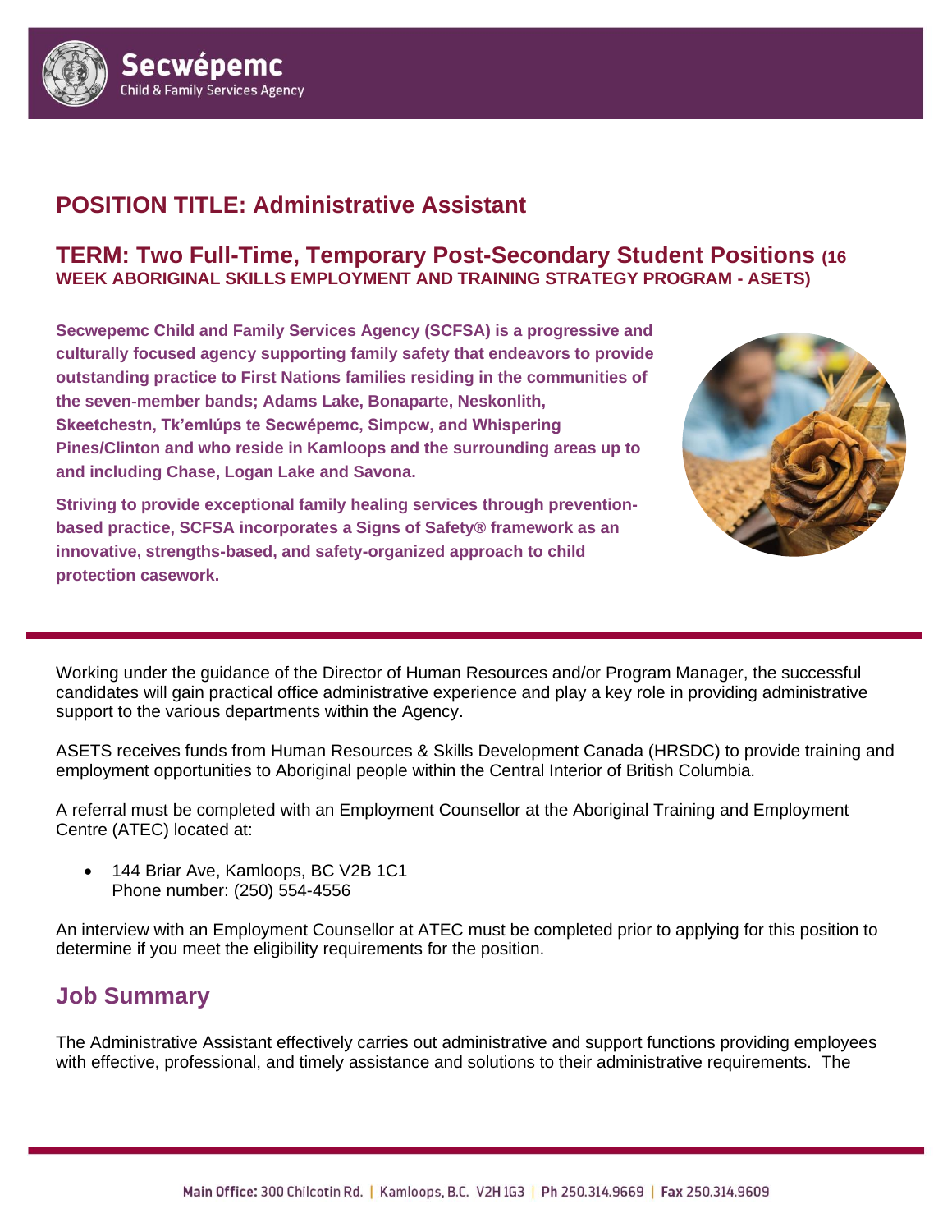# POSITION TITLE: Administrative Assistant

## TERM: Two Full-Time, Temporary Post-Secondary Student Positions (16 WEEK ABORIGINAL SKILLS EMPLOYMENT AND TRAINING STRATEGY PROGRAM - ASETS)

**Secwepemc Child and Family Services Agency (SCFSA) is a progressive and culturally focused agency supporting family safety that endeavors to provide outstanding practice to First Nations families residing in the communities of the seven-member bands; Adams Lake, Bonaparte, Neskonlith, Skeetchestn, Tk'emlúps te Secwépemc, Simpcw, and Whispering Pines/Clinton and who reside in Kamloops and the surrounding areas up to and including Chase, Logan Lake and Savona.**

**Striving to provide exceptional family healing services through prevention-based practice, SCFSA incorporates a Signs of Safety® framework as an innovative, strengths-based, and safety-organized approach to child protection casework.**

Working under the guidance of the Director of Human Resources and/or Program Manager, the successful candidates will gain practical office administrative experience and play a key role in providing administrative support to the various departments within the Agency.

ASETS receives funds from Human Resources & Skills Development Canada (HRSDC) to provide training and employment opportunities to Aboriginal people within the Central Interior of British Columbia.

A referral must be completed with an Employment Counsellor at the Aboriginal Training and Employment Centre (ATEC) located at:

- 144 Briar Ave, Kamloops, BC V2B 1C1
  Phone number: (250) 554-4556

An interview with an Employment Counsellor at ATEC must be completed prior to applying for this position to determine if you meet the eligibility requirements for the position.

## Job Summary

The Administrative Assistant effectively carries out administrative and support functions providing employees with effective, professional, and timely assistance and solutions to their administrative requirements. The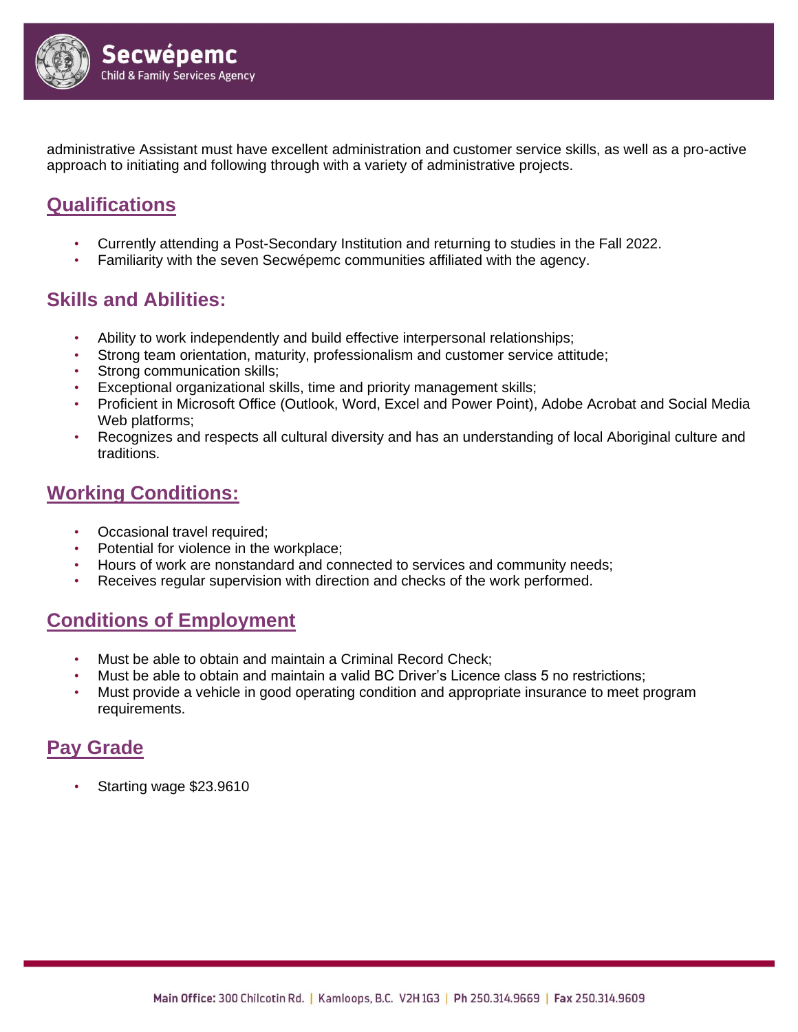administrative Assistant must have excellent administration and customer service skills, as well as a pro-active approach to initiating and following through with a variety of administrative projects.

## Qualifications

- Currently attending a Post-Secondary Institution and returning to studies in the Fall 2022.
- Familiarity with the seven Secwépemc communities affiliated with the agency.

## Skills and Abilities:

- Ability to work independently and build effective interpersonal relationships;
- Strong team orientation, maturity, professionalism and customer service attitude;
- Strong communication skills;
- Exceptional organizational skills, time and priority management skills;
- Proficient in Microsoft Office (Outlook, Word, Excel and Power Point), Adobe Acrobat and Social Media Web platforms;
- Recognizes and respects all cultural diversity and has an understanding of local Aboriginal culture and traditions.

## Working Conditions:

- Occasional travel required;
- Potential for violence in the workplace;
- Hours of work are nonstandard and connected to services and community needs;
- Receives regular supervision with direction and checks of the work performed.

## Conditions of Employment

- Must be able to obtain and maintain a Criminal Record Check;
- Must be able to obtain and maintain a valid BC Driver's Licence class 5 no restrictions;
- Must provide a vehicle in good operating condition and appropriate insurance to meet program requirements.

## Pay Grade

- Starting wage $23.9610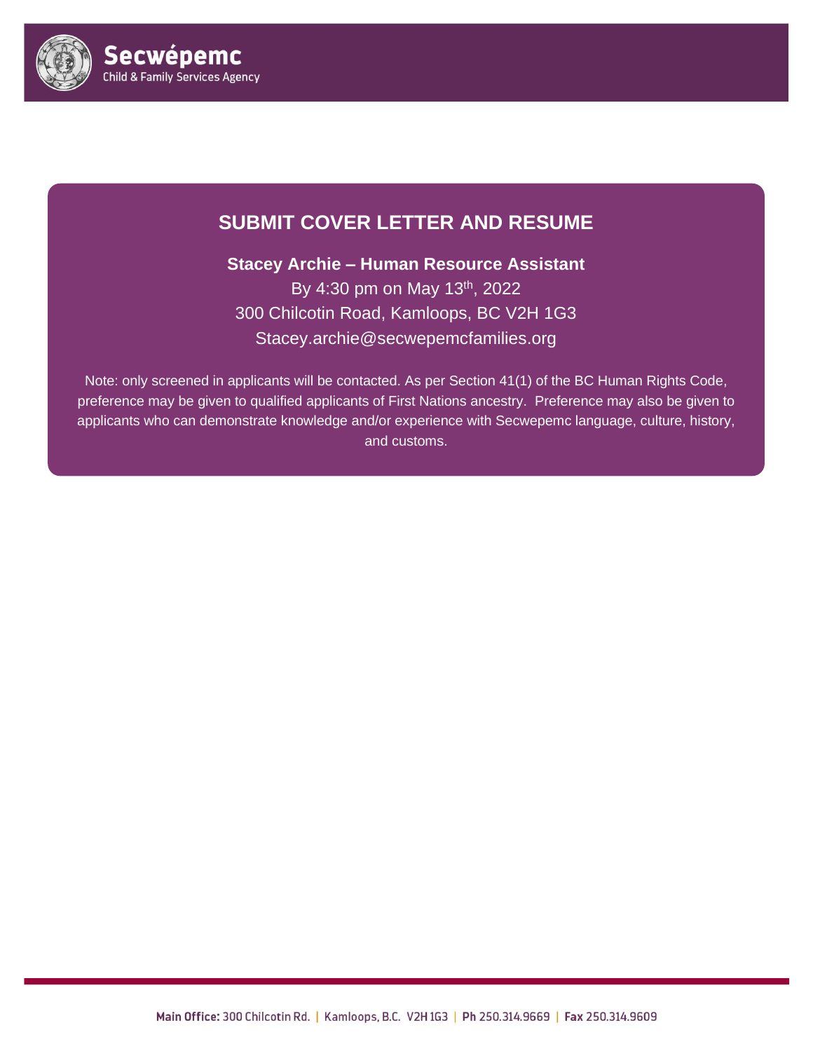## SUBMIT COVER LETTER AND RESUME

**Stacey Archie – Human Resource Assistant**

By 4:30 pm on May 13th, 2022

300 Chilcotin Road, Kamloops, BC V2H 1G3

Stacey.archie@secwepemcfamilies.org

Note: only screened in applicants will be contacted. As per Section 41(1) of the BC Human Rights Code, preference may be given to qualified applicants of First Nations ancestry. Preference may also be given to applicants who can demonstrate knowledge and/or experience with Secwepemc language, culture, history, and customs.